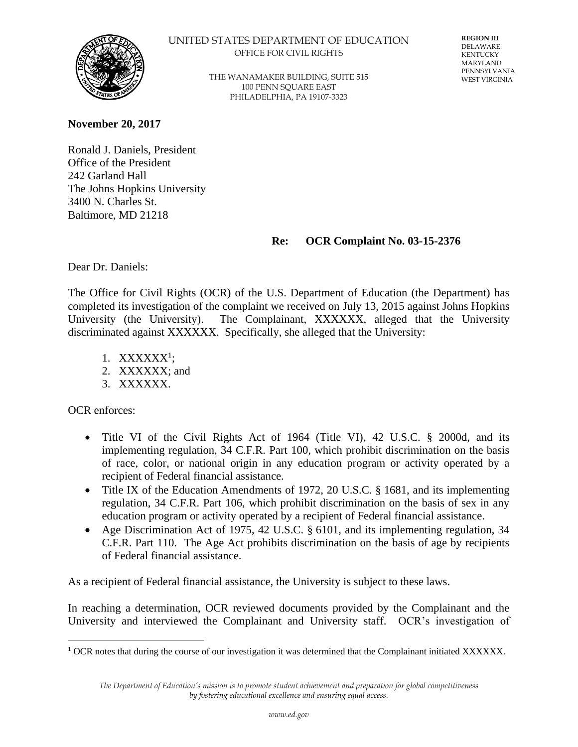UNITED STATES DEPARTMENT OF EDUCATION
OFFICE FOR CIVIL RIGHTS

THE WANAMAKER BUILDING, SUITE 515
100 PENN SQUARE EAST
PHILADELPHIA, PA 19107-3323

**REGION III**
DELAWARE
KENTUCKY
MARYLAND
PENNSYLVANIA
WEST VIRGINIA

**November 20, 2017**

Ronald J. Daniels, President
Office of the President
242 Garland Hall
The Johns Hopkins University
3400 N. Charles St.
Baltimore, MD 21218

**Re: OCR Complaint No. 03-15-2376**

Dear Dr. Daniels:

The Office for Civil Rights (OCR) of the U.S. Department of Education (the Department) has completed its investigation of the complaint we received on July 13, 2015 against Johns Hopkins University (the University). The Complainant, XXXXXX, alleged that the University discriminated against XXXXXX. Specifically, she alleged that the University:

1. XXXXXX[1];
2. XXXXXX; and
3. XXXXXX.

OCR enforces:

- Title VI of the Civil Rights Act of 1964 (Title VI), 42 U.S.C. § 2000d, and its implementing regulation, 34 C.F.R. Part 100, which prohibit discrimination on the basis of race, color, or national origin in any education program or activity operated by a recipient of Federal financial assistance.
- Title IX of the Education Amendments of 1972, 20 U.S.C. § 1681, and its implementing regulation, 34 C.F.R. Part 106, which prohibit discrimination on the basis of sex in any education program or activity operated by a recipient of Federal financial assistance.
- Age Discrimination Act of 1975, 42 U.S.C. § 6101, and its implementing regulation, 34 C.F.R. Part 110. The Age Act prohibits discrimination on the basis of age by recipients of Federal financial assistance.

As a recipient of Federal financial assistance, the University is subject to these laws.

In reaching a determination, OCR reviewed documents provided by the Complainant and the University and interviewed the Complainant and University staff. OCR's investigation of

[1] OCR notes that during the course of our investigation it was determined that the Complainant initiated XXXXXX.

*The Department of Education's mission is to promote student achievement and preparation for global competitiveness by fostering educational excellence and ensuring equal access.*

*www.ed.gov*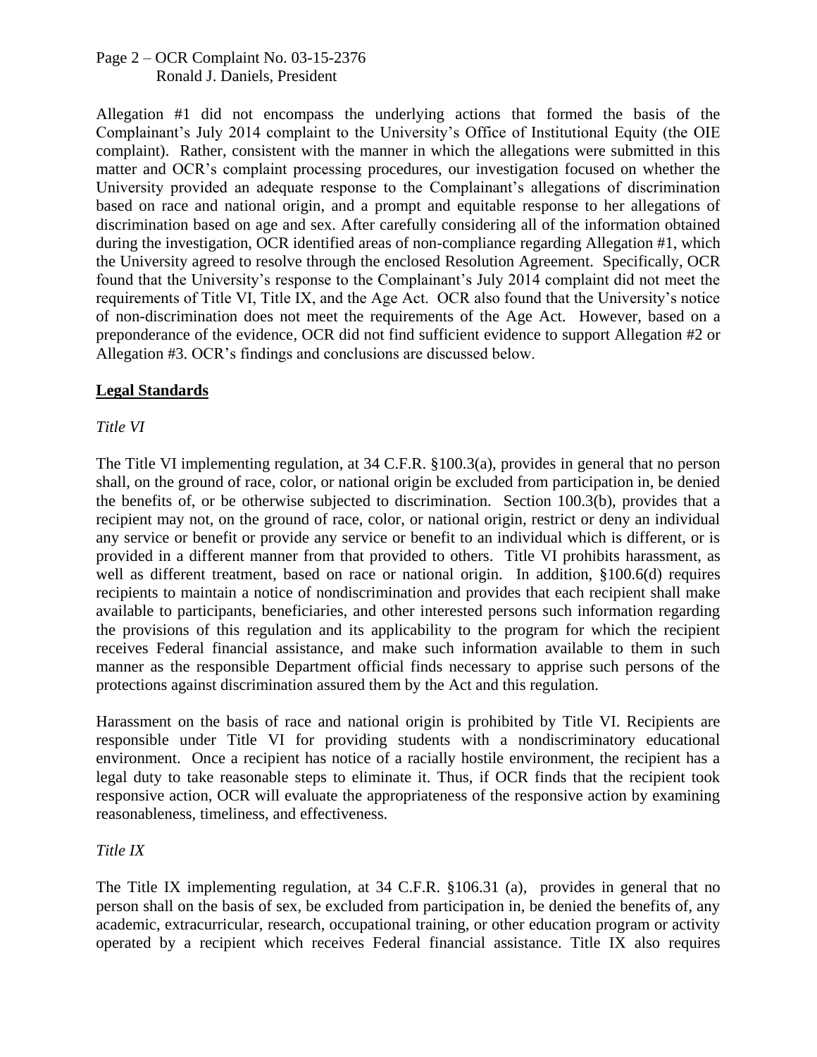Allegation #1 did not encompass the underlying actions that formed the basis of the Complainant's July 2014 complaint to the University's Office of Institutional Equity (the OIE complaint). Rather, consistent with the manner in which the allegations were submitted in this matter and OCR's complaint processing procedures, our investigation focused on whether the University provided an adequate response to the Complainant's allegations of discrimination based on race and national origin, and a prompt and equitable response to her allegations of discrimination based on age and sex. After carefully considering all of the information obtained during the investigation, OCR identified areas of non-compliance regarding Allegation #1, which the University agreed to resolve through the enclosed Resolution Agreement. Specifically, OCR found that the University's response to the Complainant's July 2014 complaint did not meet the requirements of Title VI, Title IX, and the Age Act. OCR also found that the University's notice of non-discrimination does not meet the requirements of the Age Act. However, based on a preponderance of the evidence, OCR did not find sufficient evidence to support Allegation #2 or Allegation #3. OCR's findings and conclusions are discussed below.

## Legal Standards

*Title VI*

The Title VI implementing regulation, at 34 C.F.R. §100.3(a), provides in general that no person shall, on the ground of race, color, or national origin be excluded from participation in, be denied the benefits of, or be otherwise subjected to discrimination. Section 100.3(b), provides that a recipient may not, on the ground of race, color, or national origin, restrict or deny an individual any service or benefit or provide any service or benefit to an individual which is different, or is provided in a different manner from that provided to others. Title VI prohibits harassment, as well as different treatment, based on race or national origin. In addition, §100.6(d) requires recipients to maintain a notice of nondiscrimination and provides that each recipient shall make available to participants, beneficiaries, and other interested persons such information regarding the provisions of this regulation and its applicability to the program for which the recipient receives Federal financial assistance, and make such information available to them in such manner as the responsible Department official finds necessary to apprise such persons of the protections against discrimination assured them by the Act and this regulation.

Harassment on the basis of race and national origin is prohibited by Title VI. Recipients are responsible under Title VI for providing students with a nondiscriminatory educational environment. Once a recipient has notice of a racially hostile environment, the recipient has a legal duty to take reasonable steps to eliminate it. Thus, if OCR finds that the recipient took responsive action, OCR will evaluate the appropriateness of the responsive action by examining reasonableness, timeliness, and effectiveness.

*Title IX*

The Title IX implementing regulation, at 34 C.F.R. §106.31 (a), provides in general that no person shall on the basis of sex, be excluded from participation in, be denied the benefits of, any academic, extracurricular, research, occupational training, or other education program or activity operated by a recipient which receives Federal financial assistance. Title IX also requires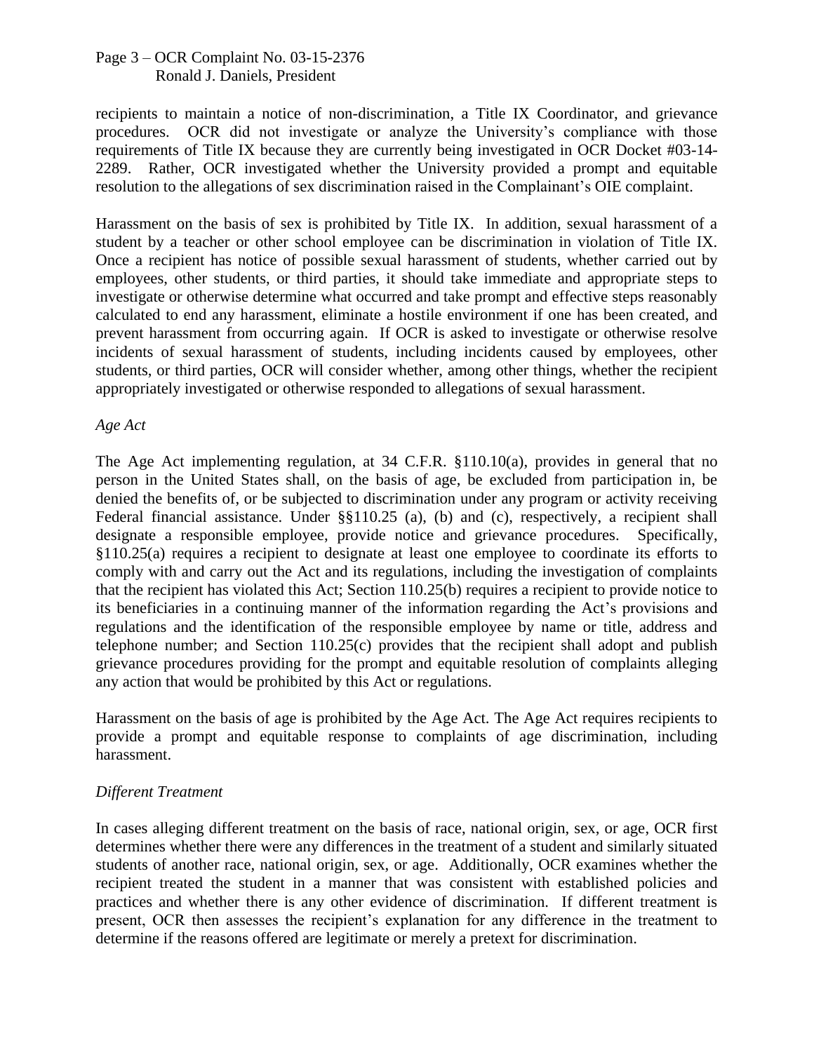recipients to maintain a notice of non-discrimination, a Title IX Coordinator, and grievance procedures. OCR did not investigate or analyze the University's compliance with those requirements of Title IX because they are currently being investigated in OCR Docket #03-14-2289. Rather, OCR investigated whether the University provided a prompt and equitable resolution to the allegations of sex discrimination raised in the Complainant's OIE complaint.

Harassment on the basis of sex is prohibited by Title IX. In addition, sexual harassment of a student by a teacher or other school employee can be discrimination in violation of Title IX. Once a recipient has notice of possible sexual harassment of students, whether carried out by employees, other students, or third parties, it should take immediate and appropriate steps to investigate or otherwise determine what occurred and take prompt and effective steps reasonably calculated to end any harassment, eliminate a hostile environment if one has been created, and prevent harassment from occurring again. If OCR is asked to investigate or otherwise resolve incidents of sexual harassment of students, including incidents caused by employees, other students, or third parties, OCR will consider whether, among other things, whether the recipient appropriately investigated or otherwise responded to allegations of sexual harassment.

*Age Act*

The Age Act implementing regulation, at 34 C.F.R. §110.10(a), provides in general that no person in the United States shall, on the basis of age, be excluded from participation in, be denied the benefits of, or be subjected to discrimination under any program or activity receiving Federal financial assistance. Under §§110.25 (a), (b) and (c), respectively, a recipient shall designate a responsible employee, provide notice and grievance procedures. Specifically, §110.25(a) requires a recipient to designate at least one employee to coordinate its efforts to comply with and carry out the Act and its regulations, including the investigation of complaints that the recipient has violated this Act; Section 110.25(b) requires a recipient to provide notice to its beneficiaries in a continuing manner of the information regarding the Act's provisions and regulations and the identification of the responsible employee by name or title, address and telephone number; and Section 110.25(c) provides that the recipient shall adopt and publish grievance procedures providing for the prompt and equitable resolution of complaints alleging any action that would be prohibited by this Act or regulations.

Harassment on the basis of age is prohibited by the Age Act. The Age Act requires recipients to provide a prompt and equitable response to complaints of age discrimination, including harassment.

*Different Treatment*

In cases alleging different treatment on the basis of race, national origin, sex, or age, OCR first determines whether there were any differences in the treatment of a student and similarly situated students of another race, national origin, sex, or age. Additionally, OCR examines whether the recipient treated the student in a manner that was consistent with established policies and practices and whether there is any other evidence of discrimination. If different treatment is present, OCR then assesses the recipient's explanation for any difference in the treatment to determine if the reasons offered are legitimate or merely a pretext for discrimination.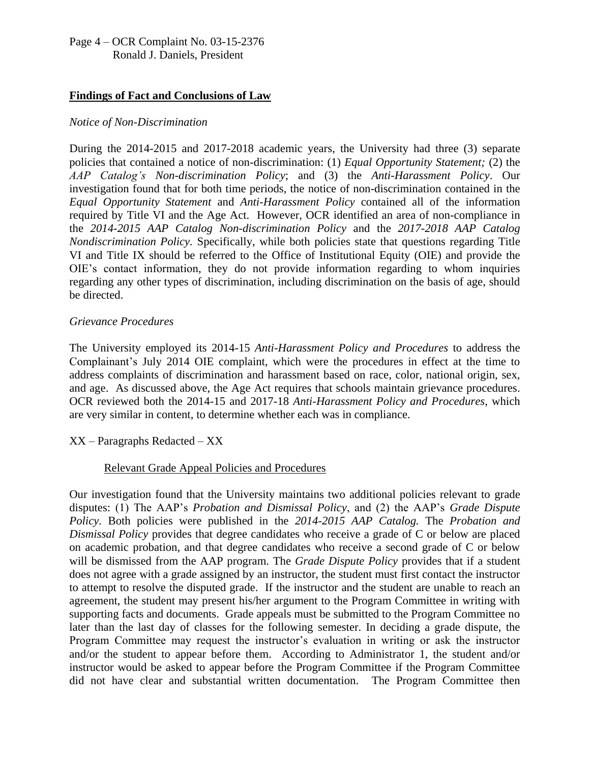## **Findings of Fact and Conclusions of Law**

*Notice of Non-Discrimination*

During the 2014-2015 and 2017-2018 academic years, the University had three (3) separate policies that contained a notice of non-discrimination: (1) *Equal Opportunity Statement;* (2) the *AAP Catalog's Non-discrimination Policy*; and (3) the *Anti-Harassment Policy*. Our investigation found that for both time periods, the notice of non-discrimination contained in the *Equal Opportunity Statement* and *Anti-Harassment Policy* contained all of the information required by Title VI and the Age Act. However, OCR identified an area of non-compliance in the *2014-2015 AAP Catalog Non-discrimination Policy* and the *2017-2018 AAP Catalog Nondiscrimination Policy.* Specifically, while both policies state that questions regarding Title VI and Title IX should be referred to the Office of Institutional Equity (OIE) and provide the OIE's contact information, they do not provide information regarding to whom inquiries regarding any other types of discrimination, including discrimination on the basis of age, should be directed.

*Grievance Procedures*

The University employed its 2014-15 *Anti-Harassment Policy and Procedures* to address the Complainant's July 2014 OIE complaint, which were the procedures in effect at the time to address complaints of discrimination and harassment based on race, color, national origin, sex, and age. As discussed above, the Age Act requires that schools maintain grievance procedures. OCR reviewed both the 2014-15 and 2017-18 *Anti-Harassment Policy and Procedures*, which are very similar in content, to determine whether each was in compliance.

XX – Paragraphs Redacted – XX

Relevant Grade Appeal Policies and Procedures

Our investigation found that the University maintains two additional policies relevant to grade disputes: (1) The AAP's *Probation and Dismissal Policy*, and (2) the AAP's *Grade Dispute Policy*. Both policies were published in the *2014-2015 AAP Catalog.* The *Probation and Dismissal Policy* provides that degree candidates who receive a grade of C or below are placed on academic probation, and that degree candidates who receive a second grade of C or below will be dismissed from the AAP program. The *Grade Dispute Policy* provides that if a student does not agree with a grade assigned by an instructor, the student must first contact the instructor to attempt to resolve the disputed grade. If the instructor and the student are unable to reach an agreement, the student may present his/her argument to the Program Committee in writing with supporting facts and documents. Grade appeals must be submitted to the Program Committee no later than the last day of classes for the following semester. In deciding a grade dispute, the Program Committee may request the instructor's evaluation in writing or ask the instructor and/or the student to appear before them. According to Administrator 1, the student and/or instructor would be asked to appear before the Program Committee if the Program Committee did not have clear and substantial written documentation. The Program Committee then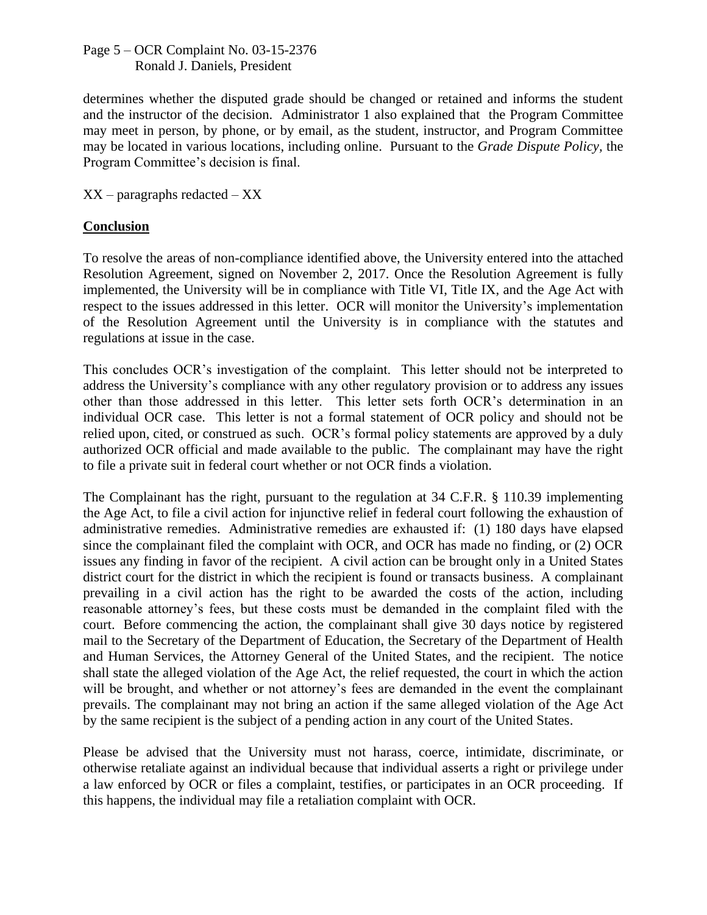determines whether the disputed grade should be changed or retained and informs the student and the instructor of the decision. Administrator 1 also explained that the Program Committee may meet in person, by phone, or by email, as the student, instructor, and Program Committee may be located in various locations, including online. Pursuant to the *Grade Dispute Policy*, the Program Committee's decision is final.

XX – paragraphs redacted – XX

## Conclusion

To resolve the areas of non-compliance identified above, the University entered into the attached Resolution Agreement, signed on November 2, 2017. Once the Resolution Agreement is fully implemented, the University will be in compliance with Title VI, Title IX, and the Age Act with respect to the issues addressed in this letter. OCR will monitor the University's implementation of the Resolution Agreement until the University is in compliance with the statutes and regulations at issue in the case.

This concludes OCR's investigation of the complaint. This letter should not be interpreted to address the University's compliance with any other regulatory provision or to address any issues other than those addressed in this letter. This letter sets forth OCR's determination in an individual OCR case. This letter is not a formal statement of OCR policy and should not be relied upon, cited, or construed as such. OCR's formal policy statements are approved by a duly authorized OCR official and made available to the public. The complainant may have the right to file a private suit in federal court whether or not OCR finds a violation.

The Complainant has the right, pursuant to the regulation at 34 C.F.R. § 110.39 implementing the Age Act, to file a civil action for injunctive relief in federal court following the exhaustion of administrative remedies. Administrative remedies are exhausted if: (1) 180 days have elapsed since the complainant filed the complaint with OCR, and OCR has made no finding, or (2) OCR issues any finding in favor of the recipient. A civil action can be brought only in a United States district court for the district in which the recipient is found or transacts business. A complainant prevailing in a civil action has the right to be awarded the costs of the action, including reasonable attorney's fees, but these costs must be demanded in the complaint filed with the court. Before commencing the action, the complainant shall give 30 days notice by registered mail to the Secretary of the Department of Education, the Secretary of the Department of Health and Human Services, the Attorney General of the United States, and the recipient. The notice shall state the alleged violation of the Age Act, the relief requested, the court in which the action will be brought, and whether or not attorney's fees are demanded in the event the complainant prevails. The complainant may not bring an action if the same alleged violation of the Age Act by the same recipient is the subject of a pending action in any court of the United States.

Please be advised that the University must not harass, coerce, intimidate, discriminate, or otherwise retaliate against an individual because that individual asserts a right or privilege under a law enforced by OCR or files a complaint, testifies, or participates in an OCR proceeding. If this happens, the individual may file a retaliation complaint with OCR.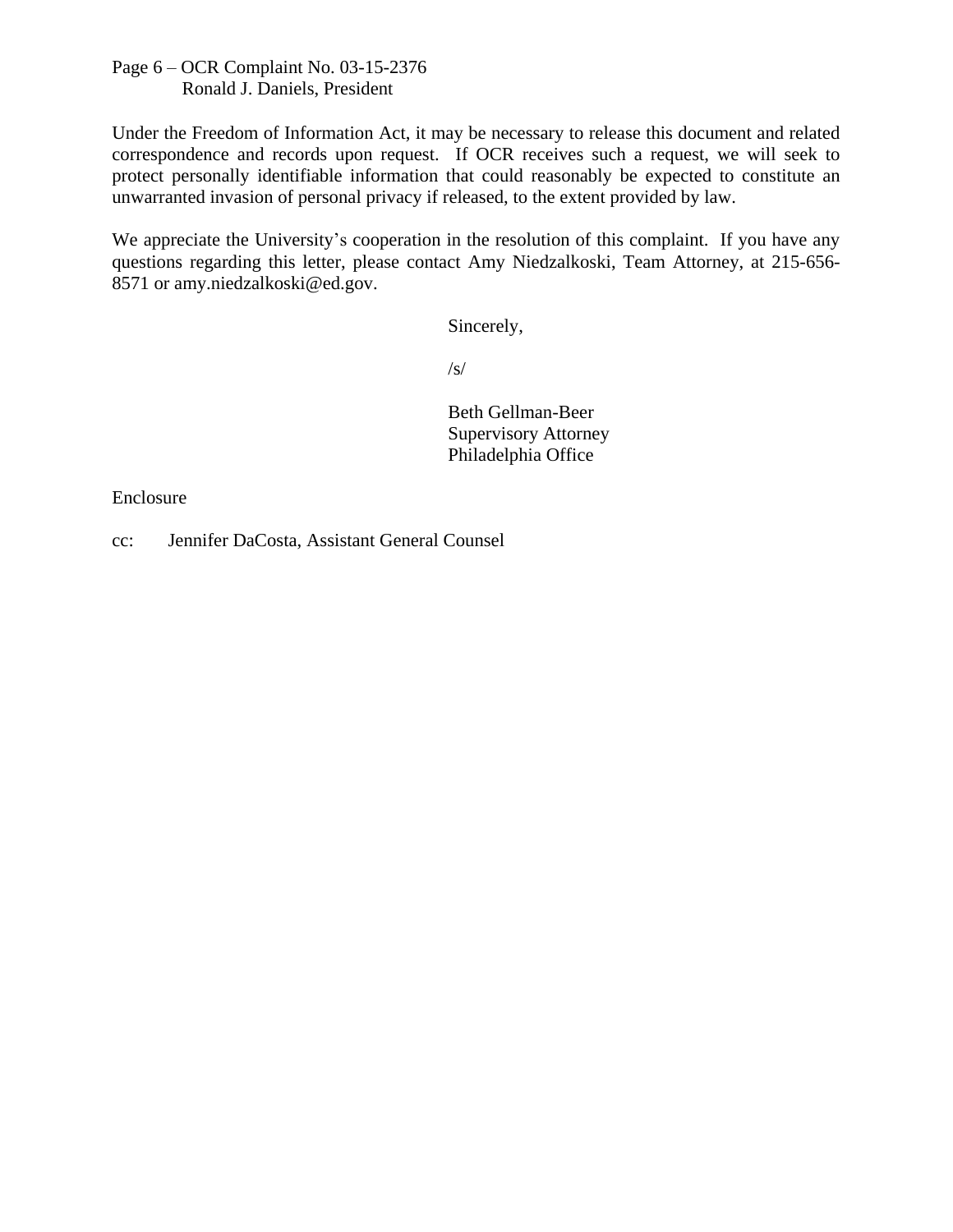Under the Freedom of Information Act, it may be necessary to release this document and related correspondence and records upon request. If OCR receives such a request, we will seek to protect personally identifiable information that could reasonably be expected to constitute an unwarranted invasion of personal privacy if released, to the extent provided by law.

We appreciate the University's cooperation in the resolution of this complaint. If you have any questions regarding this letter, please contact Amy Niedzalkoski, Team Attorney, at 215-656-8571 or amy.niedzalkoski@ed.gov.

Sincerely,

/s/

Beth Gellman-Beer
Supervisory Attorney
Philadelphia Office

Enclosure

cc: Jennifer DaCosta, Assistant General Counsel